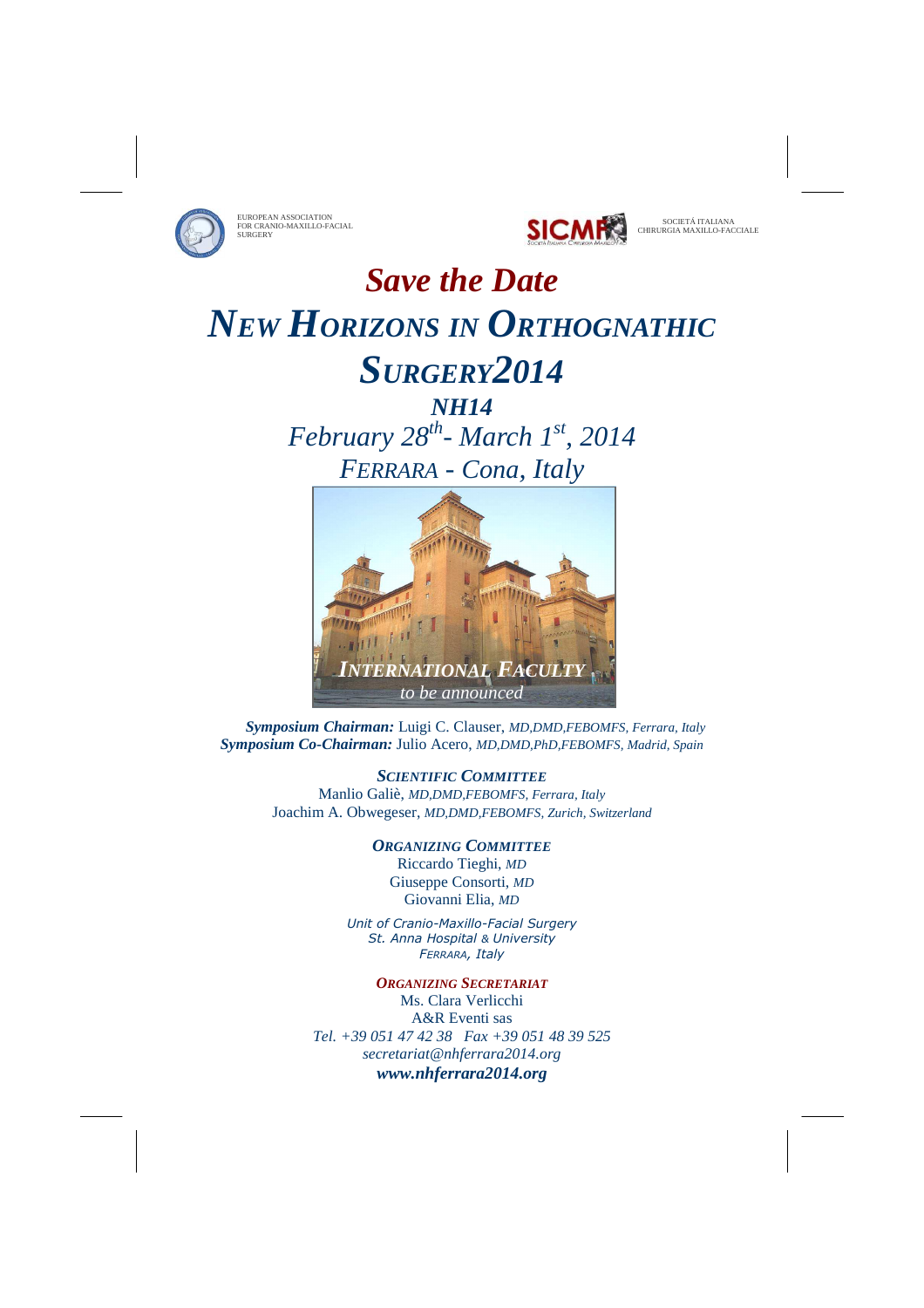EUROPEAN ASSOCIATION FOR CRANIO-MAXILLO-FACIAL SURGERY

SOCIETÀ ITALIANA CHIRURGIA MAXILLO-FACCIALE

# *Save the Date*

# *NEW HORIZONS IN ORTHOGNATHIC SURGERY2014*

## *NH14*

*February 28th - March 1st, 2014*

*FERRARA - Cona, Italy*

*INTERNATIONAL FACULTY*
*to be announced*

***Symposium Chairman:*** Luigi C. Clauser, *MD,DMD,FEBOMFS, Ferrara, Italy*
***Symposium Co-Chairman:*** Julio Acero, *MD,DMD,PhD,FEBOMFS, Madrid, Spain*

***SCIENTIFIC COMMITTEE***
Manlio Galiè, *MD,DMD,FEBOMFS, Ferrara, Italy*
Joachim A. Obwegeser, *MD,DMD,FEBOMFS, Zurich, Switzerland*

***ORGANIZING COMMITTEE***
Riccardo Tieghi, *MD*
Giuseppe Consorti, *MD*
Giovanni Elia, *MD*

*Unit of Cranio-Maxillo-Facial Surgery*
*St. Anna Hospital & University*
*FERRARA, Italy*

***ORGANIZING SECRETARIAT***
Ms. Clara Verlicchi
A&R Eventi sas
*Tel. +39 051 47 42 38 Fax +39 051 48 39 525*
*secretariat@nhferrara2014.org*
***www.nhferrara2014.org***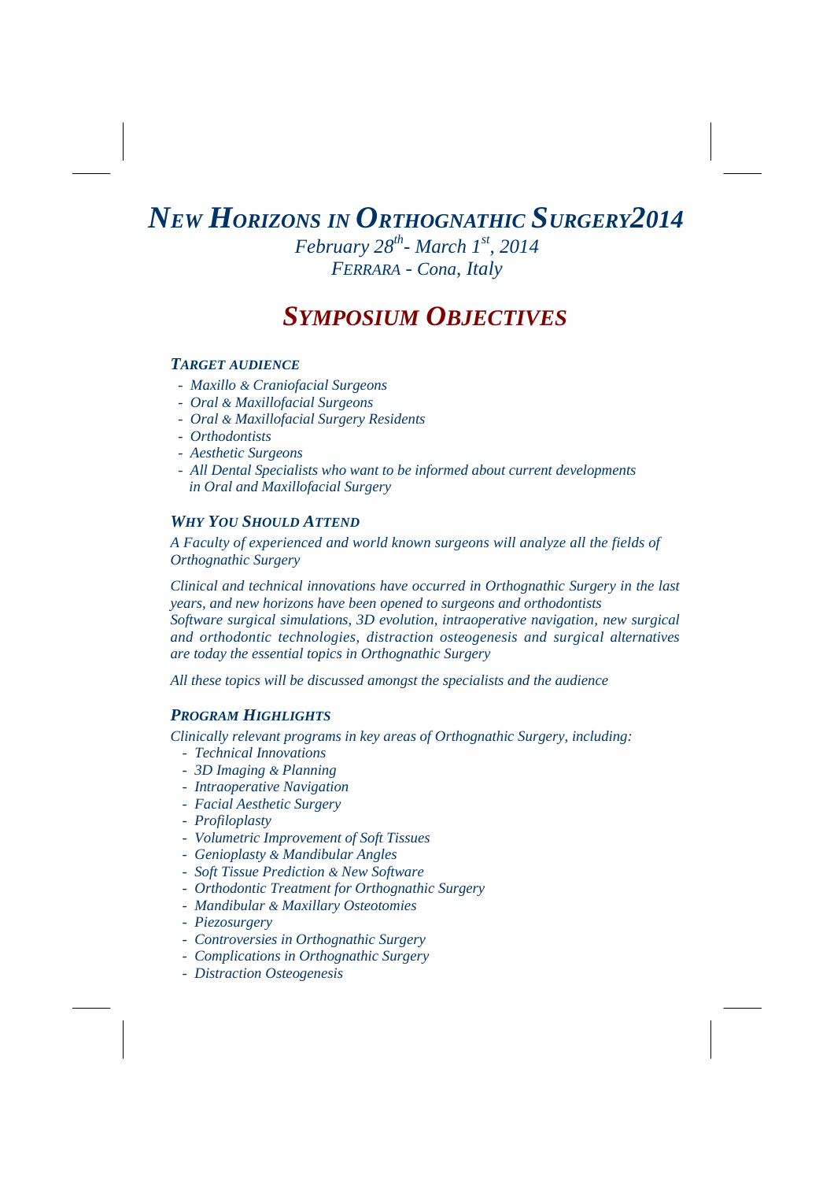# *NEW HORIZONS IN ORTHOGNATHIC SURGERY2014*

*February 28th- March 1st, 2014*

*FERRARA - Cona, Italy*

## *SYMPOSIUM OBJECTIVES*

### *TARGET AUDIENCE*

- *Maxillo & Craniofacial Surgeons*
- *Oral & Maxillofacial Surgeons*
- *Oral & Maxillofacial Surgery Residents*
- *Orthodontists*
- *Aesthetic Surgeons*
- *All Dental Specialists who want to be informed about current developments in Oral and Maxillofacial Surgery*

### *WHY YOU SHOULD ATTEND*

*A Faculty of experienced and world known surgeons will analyze all the fields of Orthognathic Surgery*

*Clinical and technical innovations have occurred in Orthognathic Surgery in the last years, and new horizons have been opened to surgeons and orthodontists*
*Software surgical simulations, 3D evolution, intraoperative navigation, new surgical and orthodontic technologies, distraction osteogenesis and surgical alternatives are today the essential topics in Orthognathic Surgery*

*All these topics will be discussed amongst the specialists and the audience*

### *PROGRAM HIGHLIGHTS*

*Clinically relevant programs in key areas of Orthognathic Surgery, including:*

- *Technical Innovations*
- *3D Imaging & Planning*
- *Intraoperative Navigation*
- *Facial Aesthetic Surgery*
- *Profiloplasty*
- *Volumetric Improvement of Soft Tissues*
- *Genioplasty & Mandibular Angles*
- *Soft Tissue Prediction & New Software*
- *Orthodontic Treatment for Orthognathic Surgery*
- *Mandibular & Maxillary Osteotomies*
- *Piezosurgery*
- *Controversies in Orthognathic Surgery*
- *Complications in Orthognathic Surgery*
- *Distraction Osteogenesis*